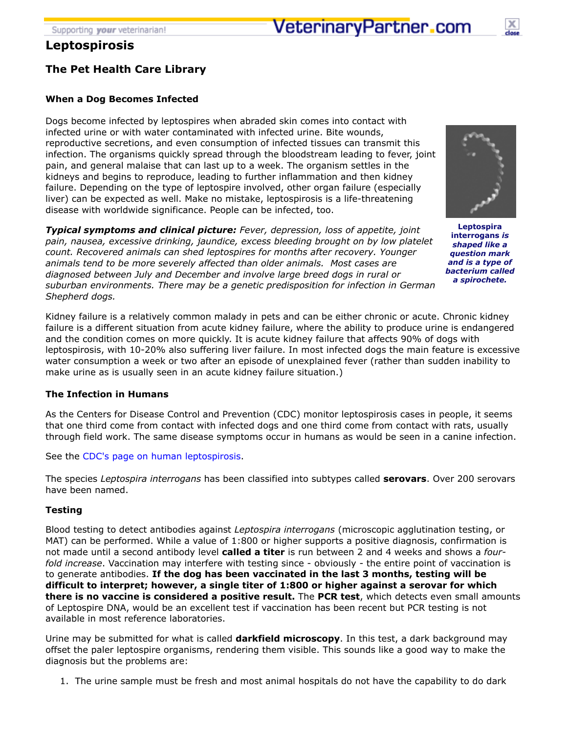# Leptospirosis

## The Pet Health Care Library

### When a Dog Becomes Infected

Dogs become infected by leptospires when abraded skin comes into contact with infected urine or with water contaminated with infected urine. Bite wounds, reproductive secretions, and even consumption of infected tissues can transmit this infection. The organisms quickly spread through the bloodstream leading to fever, joint pain, and general malaise that can last up to a week. The organism settles in the kidneys and begins to reproduce, leading to further inflammation and then kidney failure. Depending on the type of leptospire involved, other organ failure (especially liver) can be expected as well. Make no mistake, leptospirosis is a life-threatening disease with worldwide significance. People can be infected, too.

**Leptospira interrogans** ***is shaped like a question mark and is a type of bacterium called a spirochete.***

***Typical symptoms and clinical picture:*** *Fever, depression, loss of appetite, joint pain, nausea, excessive drinking, jaundice, excess bleeding brought on by low platelet count. Recovered animals can shed leptospires for months after recovery. Younger animals tend to be more severely affected than older animals. Most cases are diagnosed between July and December and involve large breed dogs in rural or suburban environments. There may be a genetic predisposition for infection in German Shepherd dogs.*

Kidney failure is a relatively common malady in pets and can be either chronic or acute. Chronic kidney failure is a different situation from acute kidney failure, where the ability to produce urine is endangered and the condition comes on more quickly. It is acute kidney failure that affects 90% of dogs with leptospirosis, with 10-20% also suffering liver failure. In most infected dogs the main feature is excessive water consumption a week or two after an episode of unexplained fever (rather than sudden inability to make urine as is usually seen in an acute kidney failure situation.)

### The Infection in Humans

As the Centers for Disease Control and Prevention (CDC) monitor leptospirosis cases in people, it seems that one third come from contact with infected dogs and one third come from contact with rats, usually through field work. The same disease symptoms occur in humans as would be seen in a canine infection.

See the CDC's page on human leptospirosis.

The species *Leptospira interrogans* has been classified into subtypes called **serovars**. Over 200 serovars have been named.

### Testing

Blood testing to detect antibodies against *Leptospira interrogans* (microscopic agglutination testing, or MAT) can be performed. While a value of 1:800 or higher supports a positive diagnosis, confirmation is not made until a second antibody level **called a titer** is run between 2 and 4 weeks and shows a *four-fold increase*. Vaccination may interfere with testing since - obviously - the entire point of vaccination is to generate antibodies. **If the dog has been vaccinated in the last 3 months, testing will be difficult to interpret; however, a single titer of 1:800 or higher against a serovar for which there is no vaccine is considered a positive result.** The **PCR test**, which detects even small amounts of Leptospire DNA, would be an excellent test if vaccination has been recent but PCR testing is not available in most reference laboratories.

Urine may be submitted for what is called **darkfield microscopy**. In this test, a dark background may offset the paler leptospire organisms, rendering them visible. This sounds like a good way to make the diagnosis but the problems are:

1. The urine sample must be fresh and most animal hospitals do not have the capability to do dark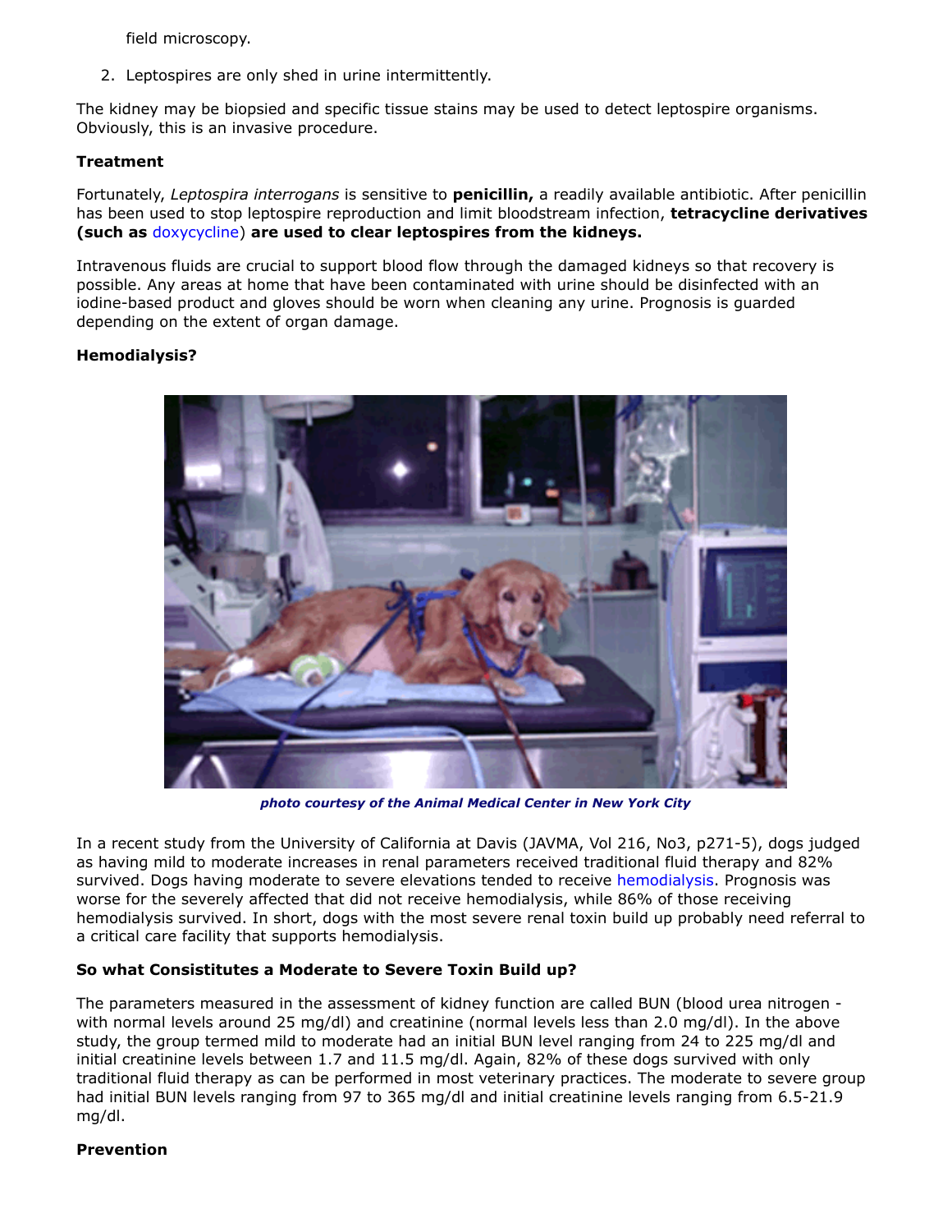field microscopy.

2. Leptospires are only shed in urine intermittently.

The kidney may be biopsied and specific tissue stains may be used to detect leptospire organisms. Obviously, this is an invasive procedure.

**Treatment**

Fortunately, *Leptospira interrogans* is sensitive to **penicillin,** a readily available antibiotic. After penicillin has been used to stop leptospire reproduction and limit bloodstream infection, **tetracycline derivatives (such as doxycycline) are used to clear leptospires from the kidneys.**

Intravenous fluids are crucial to support blood flow through the damaged kidneys so that recovery is possible. Any areas at home that have been contaminated with urine should be disinfected with an iodine-based product and gloves should be worn when cleaning any urine. Prognosis is guarded depending on the extent of organ damage.

**Hemodialysis?**

***photo courtesy of the Animal Medical Center in New York City***

In a recent study from the University of California at Davis (JAVMA, Vol 216, No3, p271-5), dogs judged as having mild to moderate increases in renal parameters received traditional fluid therapy and 82% survived. Dogs having moderate to severe elevations tended to receive hemodialysis. Prognosis was worse for the severely affected that did not receive hemodialysis, while 86% of those receiving hemodialysis survived. In short, dogs with the most severe renal toxin build up probably need referral to a critical care facility that supports hemodialysis.

**So what Consistitutes a Moderate to Severe Toxin Build up?**

The parameters measured in the assessment of kidney function are called BUN (blood urea nitrogen - with normal levels around 25 mg/dl) and creatinine (normal levels less than 2.0 mg/dl). In the above study, the group termed mild to moderate had an initial BUN level ranging from 24 to 225 mg/dl and initial creatinine levels between 1.7 and 11.5 mg/dl. Again, 82% of these dogs survived with only traditional fluid therapy as can be performed in most veterinary practices. The moderate to severe group had initial BUN levels ranging from 97 to 365 mg/dl and initial creatinine levels ranging from 6.5-21.9 mg/dl.

**Prevention**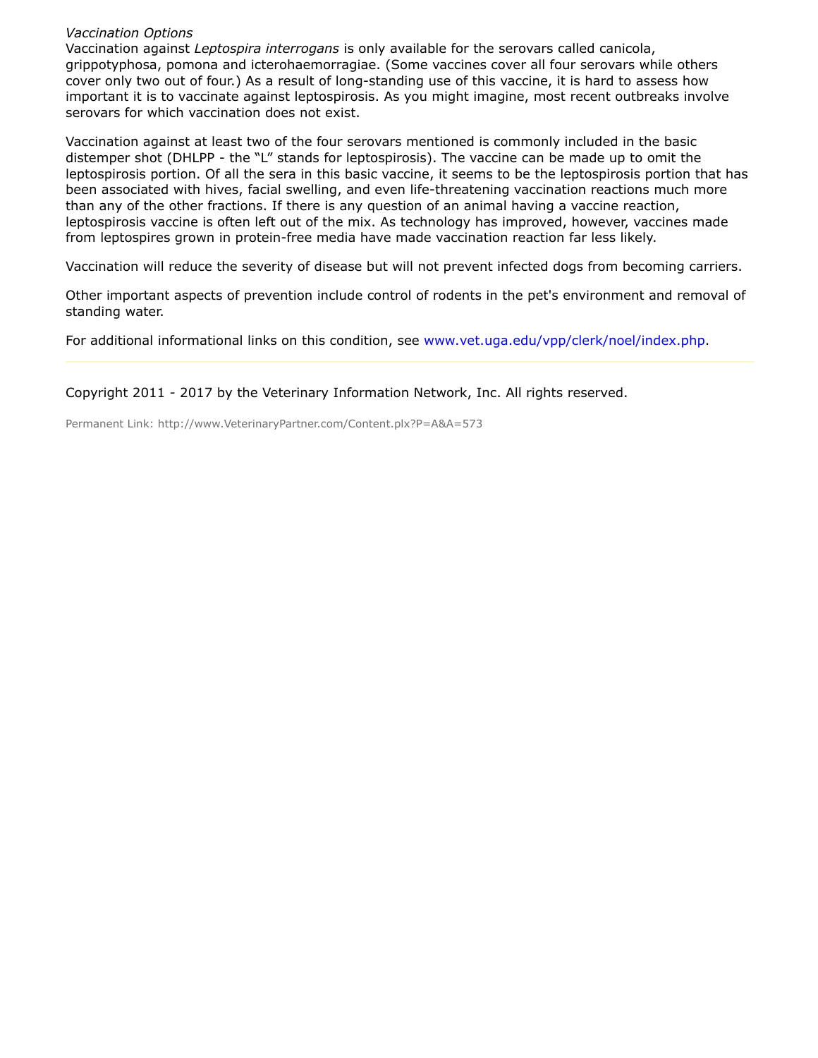*Vaccination Options*

Vaccination against *Leptospira interrogans* is only available for the serovars called canicola, grippotyphosa, pomona and icterohaemorragiae. (Some vaccines cover all four serovars while others cover only two out of four.) As a result of long-standing use of this vaccine, it is hard to assess how important it is to vaccinate against leptospirosis. As you might imagine, most recent outbreaks involve serovars for which vaccination does not exist.

Vaccination against at least two of the four serovars mentioned is commonly included in the basic distemper shot (DHLPP - the "L" stands for leptospirosis). The vaccine can be made up to omit the leptospirosis portion. Of all the sera in this basic vaccine, it seems to be the leptospirosis portion that has been associated with hives, facial swelling, and even life-threatening vaccination reactions much more than any of the other fractions. If there is any question of an animal having a vaccine reaction, leptospirosis vaccine is often left out of the mix. As technology has improved, however, vaccines made from leptospires grown in protein-free media have made vaccination reaction far less likely.

Vaccination will reduce the severity of disease but will not prevent infected dogs from becoming carriers.

Other important aspects of prevention include control of rodents in the pet's environment and removal of standing water.

For additional informational links on this condition, see www.vet.uga.edu/vpp/clerk/noel/index.php.

---

Copyright 2011 - 2017 by the Veterinary Information Network, Inc. All rights reserved.

Permanent Link: http://www.VeterinaryPartner.com/Content.plx?P=A&A=573